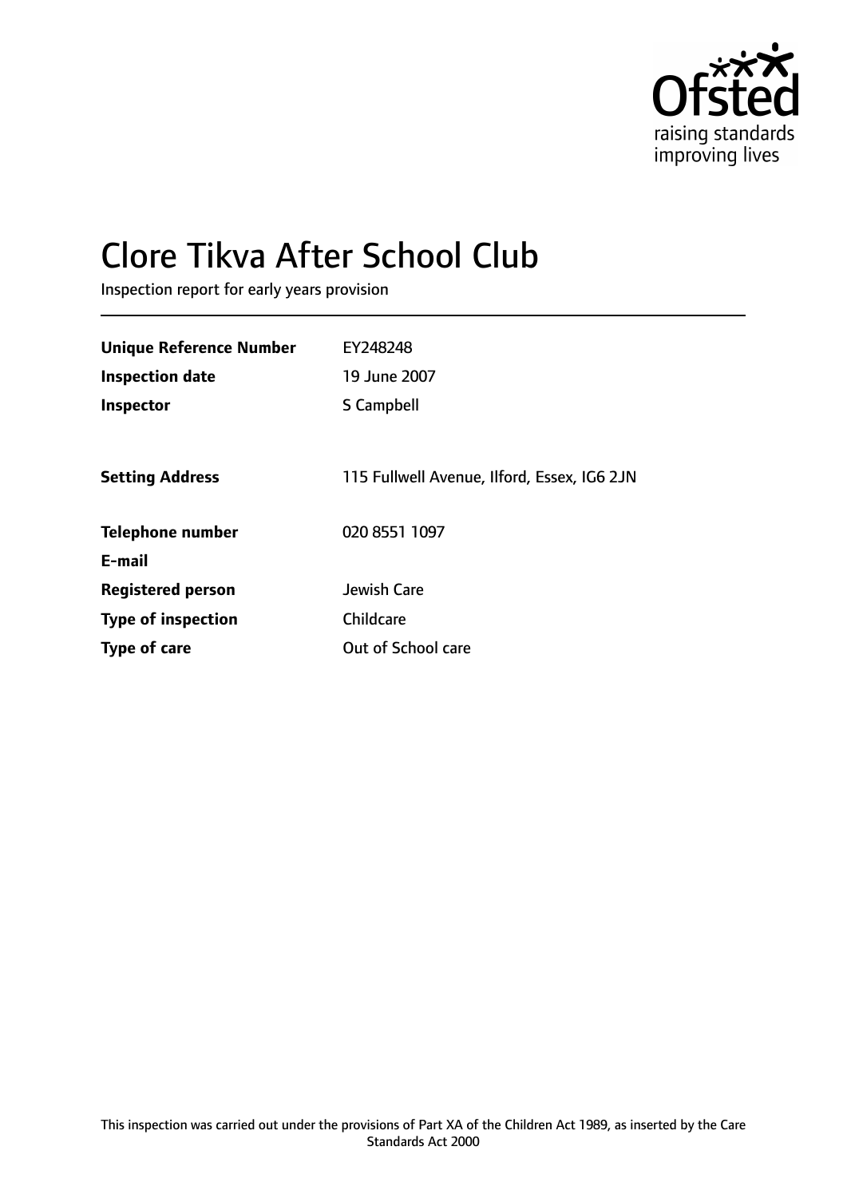# Clore Tikva After School Club

Inspection report for early years provision

| | |
|---|---|
| **Unique Reference Number** | EY248248 |
| **Inspection date** | 19 June 2007 |
| **Inspector** | S Campbell |
| | |
| **Setting Address** | 115 Fullwell Avenue, Ilford, Essex, IG6 2JN |
| | |
| **Telephone number** | 020 8551 1097 |
| **E-mail** | |
| **Registered person** | Jewish Care |
| **Type of inspection** | Childcare |
| **Type of care** | Out of School care |

This inspection was carried out under the provisions of Part XA of the Children Act 1989, as inserted by the Care Standards Act 2000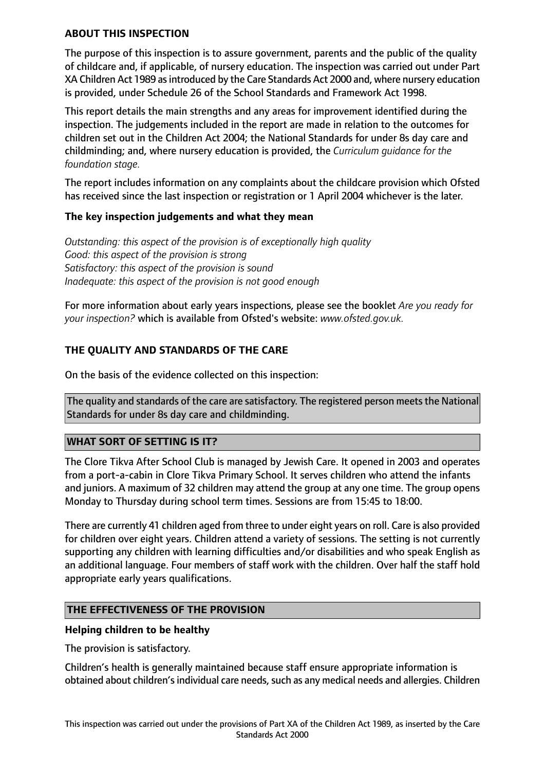**ABOUT THIS INSPECTION**

The purpose of this inspection is to assure government, parents and the public of the quality of childcare and, if applicable, of nursery education. The inspection was carried out under Part XA Children Act 1989 as introduced by the Care Standards Act 2000 and, where nursery education is provided, under Schedule 26 of the School Standards and Framework Act 1998.

This report details the main strengths and any areas for improvement identified during the inspection. The judgements included in the report are made in relation to the outcomes for children set out in the Children Act 2004; the National Standards for under 8s day care and childminding; and, where nursery education is provided, the *Curriculum guidance for the foundation stage.*

The report includes information on any complaints about the childcare provision which Ofsted has received since the last inspection or registration or 1 April 2004 whichever is the later.

**The key inspection judgements and what they mean**

*Outstanding: this aspect of the provision is of exceptionally high quality*
*Good: this aspect of the provision is strong*
*Satisfactory: this aspect of the provision is sound*
*Inadequate: this aspect of the provision is not good enough*

For more information about early years inspections, please see the booklet *Are you ready for your inspection?* which is available from Ofsted's website: *www.ofsted.gov.uk.*

## THE QUALITY AND STANDARDS OF THE CARE

On the basis of the evidence collected on this inspection:

The quality and standards of the care are satisfactory. The registered person meets the National Standards for under 8s day care and childminding.

## WHAT SORT OF SETTING IS IT?

The Clore Tikva After School Club is managed by Jewish Care. It opened in 2003 and operates from a port-a-cabin in Clore Tikva Primary School. It serves children who attend the infants and juniors. A maximum of 32 children may attend the group at any one time. The group opens Monday to Thursday during school term times. Sessions are from 15:45 to 18:00.

There are currently 41 children aged from three to under eight years on roll. Care is also provided for children over eight years. Children attend a variety of sessions. The setting is not currently supporting any children with learning difficulties and/or disabilities and who speak English as an additional language. Four members of staff work with the children. Over half the staff hold appropriate early years qualifications.

## THE EFFECTIVENESS OF THE PROVISION

**Helping children to be healthy**

The provision is satisfactory.

Children's health is generally maintained because staff ensure appropriate information is obtained about children's individual care needs, such as any medical needs and allergies. Children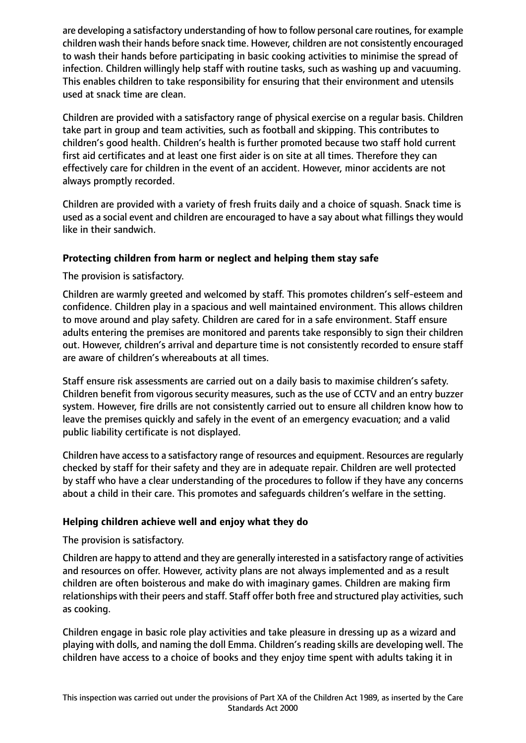are developing a satisfactory understanding of how to follow personal care routines, for example children wash their hands before snack time. However, children are not consistently encouraged to wash their hands before participating in basic cooking activities to minimise the spread of infection. Children willingly help staff with routine tasks, such as washing up and vacuuming. This enables children to take responsibility for ensuring that their environment and utensils used at snack time are clean.

Children are provided with a satisfactory range of physical exercise on a regular basis. Children take part in group and team activities, such as football and skipping. This contributes to children's good health. Children's health is further promoted because two staff hold current first aid certificates and at least one first aider is on site at all times. Therefore they can effectively care for children in the event of an accident. However, minor accidents are not always promptly recorded.

Children are provided with a variety of fresh fruits daily and a choice of squash. Snack time is used as a social event and children are encouraged to have a say about what fillings they would like in their sandwich.

**Protecting children from harm or neglect and helping them stay safe**

The provision is satisfactory.

Children are warmly greeted and welcomed by staff. This promotes children's self-esteem and confidence. Children play in a spacious and well maintained environment. This allows children to move around and play safety. Children are cared for in a safe environment. Staff ensure adults entering the premises are monitored and parents take responsibly to sign their children out. However, children's arrival and departure time is not consistently recorded to ensure staff are aware of children's whereabouts at all times.

Staff ensure risk assessments are carried out on a daily basis to maximise children's safety. Children benefit from vigorous security measures, such as the use of CCTV and an entry buzzer system. However, fire drills are not consistently carried out to ensure all children know how to leave the premises quickly and safely in the event of an emergency evacuation; and a valid public liability certificate is not displayed.

Children have access to a satisfactory range of resources and equipment. Resources are regularly checked by staff for their safety and they are in adequate repair. Children are well protected by staff who have a clear understanding of the procedures to follow if they have any concerns about a child in their care. This promotes and safeguards children's welfare in the setting.

**Helping children achieve well and enjoy what they do**

The provision is satisfactory.

Children are happy to attend and they are generally interested in a satisfactory range of activities and resources on offer. However, activity plans are not always implemented and as a result children are often boisterous and make do with imaginary games. Children are making firm relationships with their peers and staff. Staff offer both free and structured play activities, such as cooking.

Children engage in basic role play activities and take pleasure in dressing up as a wizard and playing with dolls, and naming the doll Emma. Children's reading skills are developing well. The children have access to a choice of books and they enjoy time spent with adults taking it in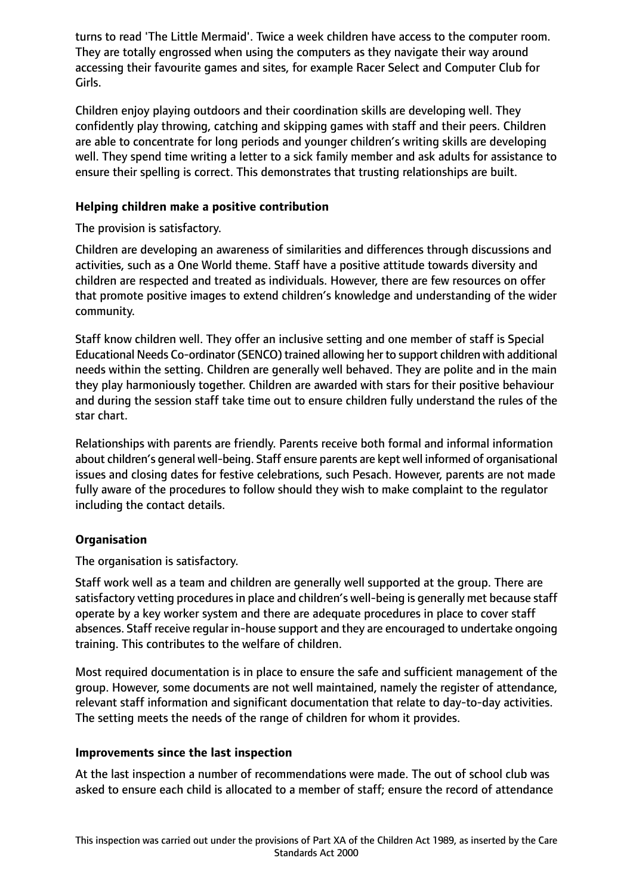turns to read 'The Little Mermaid'. Twice a week children have access to the computer room. They are totally engrossed when using the computers as they navigate their way around accessing their favourite games and sites, for example Racer Select and Computer Club for Girls.

Children enjoy playing outdoors and their coordination skills are developing well. They confidently play throwing, catching and skipping games with staff and their peers. Children are able to concentrate for long periods and younger children's writing skills are developing well. They spend time writing a letter to a sick family member and ask adults for assistance to ensure their spelling is correct. This demonstrates that trusting relationships are built.

**Helping children make a positive contribution**

The provision is satisfactory.

Children are developing an awareness of similarities and differences through discussions and activities, such as a One World theme. Staff have a positive attitude towards diversity and children are respected and treated as individuals. However, there are few resources on offer that promote positive images to extend children's knowledge and understanding of the wider community.

Staff know children well. They offer an inclusive setting and one member of staff is Special Educational Needs Co-ordinator (SENCO) trained allowing her to support children with additional needs within the setting. Children are generally well behaved. They are polite and in the main they play harmoniously together. Children are awarded with stars for their positive behaviour and during the session staff take time out to ensure children fully understand the rules of the star chart.

Relationships with parents are friendly. Parents receive both formal and informal information about children's general well-being. Staff ensure parents are kept well informed of organisational issues and closing dates for festive celebrations, such Pesach. However, parents are not made fully aware of the procedures to follow should they wish to make complaint to the regulator including the contact details.

**Organisation**

The organisation is satisfactory.

Staff work well as a team and children are generally well supported at the group. There are satisfactory vetting procedures in place and children's well-being is generally met because staff operate by a key worker system and there are adequate procedures in place to cover staff absences. Staff receive regular in-house support and they are encouraged to undertake ongoing training. This contributes to the welfare of children.

Most required documentation is in place to ensure the safe and sufficient management of the group. However, some documents are not well maintained, namely the register of attendance, relevant staff information and significant documentation that relate to day-to-day activities. The setting meets the needs of the range of children for whom it provides.

**Improvements since the last inspection**

At the last inspection a number of recommendations were made. The out of school club was asked to ensure each child is allocated to a member of staff; ensure the record of attendance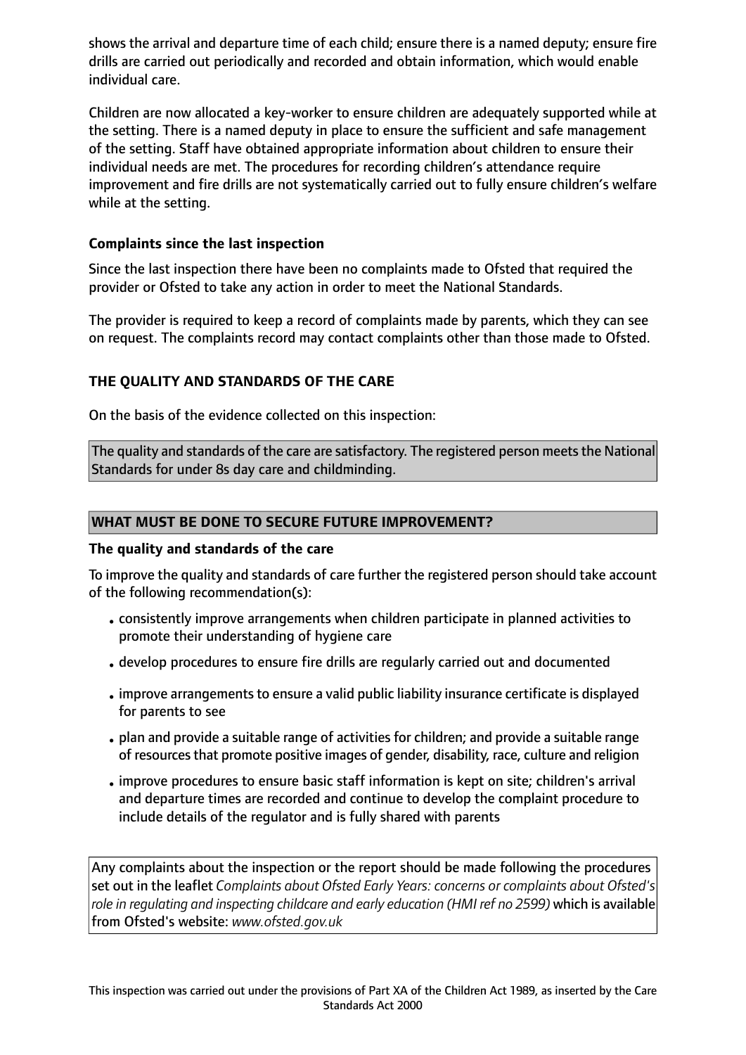shows the arrival and departure time of each child; ensure there is a named deputy; ensure fire drills are carried out periodically and recorded and obtain information, which would enable individual care.

Children are now allocated a key-worker to ensure children are adequately supported while at the setting. There is a named deputy in place to ensure the sufficient and safe management of the setting. Staff have obtained appropriate information about children to ensure their individual needs are met. The procedures for recording children's attendance require improvement and fire drills are not systematically carried out to fully ensure children's welfare while at the setting.

### Complaints since the last inspection

Since the last inspection there have been no complaints made to Ofsted that required the provider or Ofsted to take any action in order to meet the National Standards.

The provider is required to keep a record of complaints made by parents, which they can see on request. The complaints record may contact complaints other than those made to Ofsted.

## THE QUALITY AND STANDARDS OF THE CARE

On the basis of the evidence collected on this inspection:

The quality and standards of the care are satisfactory. The registered person meets the National Standards for under 8s day care and childminding.

## WHAT MUST BE DONE TO SECURE FUTURE IMPROVEMENT?

### The quality and standards of the care

To improve the quality and standards of care further the registered person should take account of the following recommendation(s):

- consistently improve arrangements when children participate in planned activities to promote their understanding of hygiene care
- develop procedures to ensure fire drills are regularly carried out and documented
- improve arrangements to ensure a valid public liability insurance certificate is displayed for parents to see
- plan and provide a suitable range of activities for children; and provide a suitable range of resources that promote positive images of gender, disability, race, culture and religion
- improve procedures to ensure basic staff information is kept on site; children's arrival and departure times are recorded and continue to develop the complaint procedure to include details of the regulator and is fully shared with parents

Any complaints about the inspection or the report should be made following the procedures set out in the leaflet *Complaints about Ofsted Early Years: concerns or complaints about Ofsted's role in regulating and inspecting childcare and early education (HMI ref no 2599)* which is available from Ofsted's website: *www.ofsted.gov.uk*

This inspection was carried out under the provisions of Part XA of the Children Act 1989, as inserted by the Care Standards Act 2000